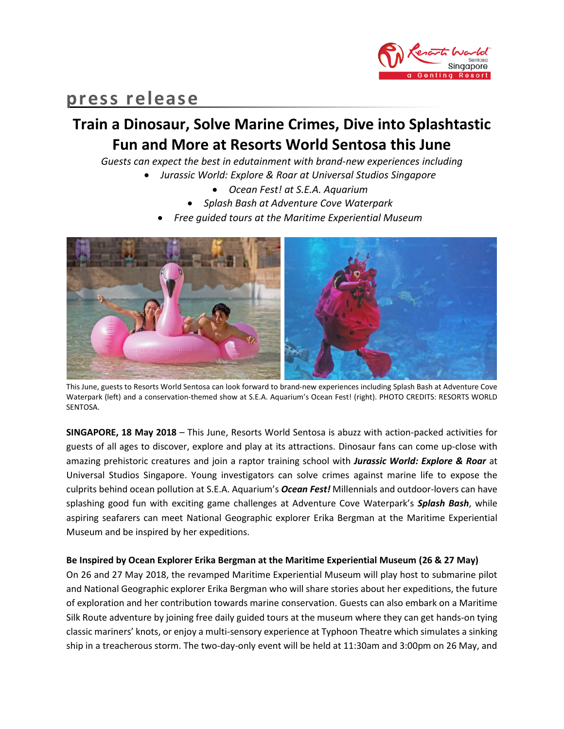press release

# Train a Dinosaur, Solve Marine Crimes, Dive into Splashtastic Fun and More at Resorts World Sentosa this June

*Guests can expect the best in edutainment with brand-new experiences including*

- *Jurassic World: Explore & Roar at Universal Studios Singapore*
- *Ocean Fest! at S.E.A. Aquarium*
- *Splash Bash at Adventure Cove Waterpark*
- *Free guided tours at the Maritime Experiential Museum*

This June, guests to Resorts World Sentosa can look forward to brand-new experiences including Splash Bash at Adventure Cove Waterpark (left) and a conservation-themed show at S.E.A. Aquarium's Ocean Fest! (right). PHOTO CREDITS: RESORTS WORLD SENTOSA.

**SINGAPORE, 18 May 2018** – This June, Resorts World Sentosa is abuzz with action-packed activities for guests of all ages to discover, explore and play at its attractions. Dinosaur fans can come up-close with amazing prehistoric creatures and join a raptor training school with ***Jurassic World: Explore & Roar*** at Universal Studios Singapore. Young investigators can solve crimes against marine life to expose the culprits behind ocean pollution at S.E.A. Aquarium's ***Ocean Fest!*** Millennials and outdoor-lovers can have splashing good fun with exciting game challenges at Adventure Cove Waterpark's ***Splash Bash***, while aspiring seafarers can meet National Geographic explorer Erika Bergman at the Maritime Experiential Museum and be inspired by her expeditions.

**Be Inspired by Ocean Explorer Erika Bergman at the Maritime Experiential Museum (26 & 27 May)**

On 26 and 27 May 2018, the revamped Maritime Experiential Museum will play host to submarine pilot and National Geographic explorer Erika Bergman who will share stories about her expeditions, the future of exploration and her contribution towards marine conservation. Guests can also embark on a Maritime Silk Route adventure by joining free daily guided tours at the museum where they can get hands-on tying classic mariners' knots, or enjoy a multi-sensory experience at Typhoon Theatre which simulates a sinking ship in a treacherous storm. The two-day-only event will be held at 11:30am and 3:00pm on 26 May, and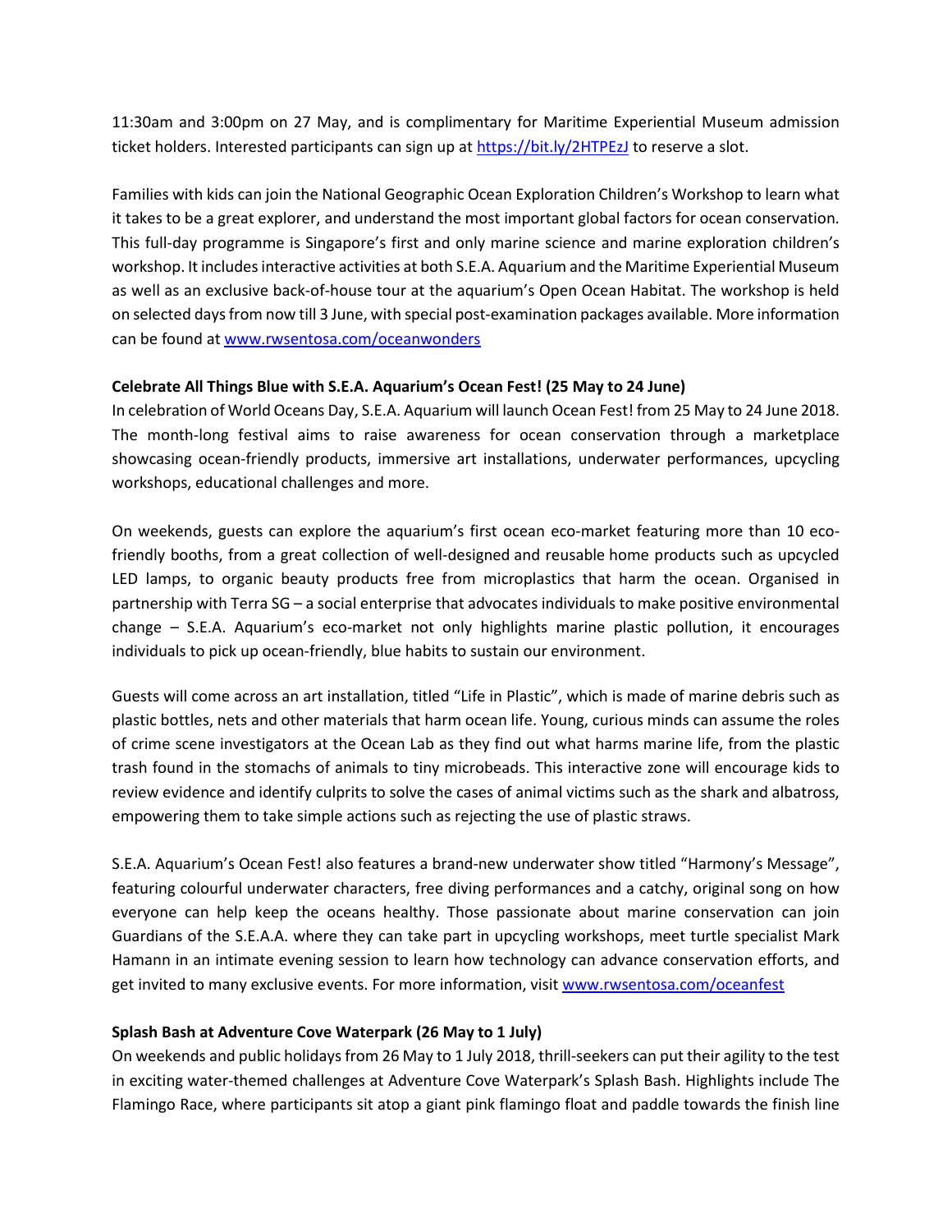11:30am and 3:00pm on 27 May, and is complimentary for Maritime Experiential Museum admission ticket holders. Interested participants can sign up at https://bit.ly/2HTPEzJ to reserve a slot.

Families with kids can join the National Geographic Ocean Exploration Children's Workshop to learn what it takes to be a great explorer, and understand the most important global factors for ocean conservation. This full-day programme is Singapore's first and only marine science and marine exploration children's workshop. It includes interactive activities at both S.E.A. Aquarium and the Maritime Experiential Museum as well as an exclusive back-of-house tour at the aquarium's Open Ocean Habitat. The workshop is held on selected days from now till 3 June, with special post-examination packages available. More information can be found at www.rwsentosa.com/oceanwonders

**Celebrate All Things Blue with S.E.A. Aquarium's Ocean Fest! (25 May to 24 June)**

In celebration of World Oceans Day, S.E.A. Aquarium will launch Ocean Fest! from 25 May to 24 June 2018. The month-long festival aims to raise awareness for ocean conservation through a marketplace showcasing ocean-friendly products, immersive art installations, underwater performances, upcycling workshops, educational challenges and more.

On weekends, guests can explore the aquarium's first ocean eco-market featuring more than 10 eco-friendly booths, from a great collection of well-designed and reusable home products such as upcycled LED lamps, to organic beauty products free from microplastics that harm the ocean. Organised in partnership with Terra SG – a social enterprise that advocates individuals to make positive environmental change – S.E.A. Aquarium's eco-market not only highlights marine plastic pollution, it encourages individuals to pick up ocean-friendly, blue habits to sustain our environment.

Guests will come across an art installation, titled "Life in Plastic", which is made of marine debris such as plastic bottles, nets and other materials that harm ocean life. Young, curious minds can assume the roles of crime scene investigators at the Ocean Lab as they find out what harms marine life, from the plastic trash found in the stomachs of animals to tiny microbeads. This interactive zone will encourage kids to review evidence and identify culprits to solve the cases of animal victims such as the shark and albatross, empowering them to take simple actions such as rejecting the use of plastic straws.

S.E.A. Aquarium's Ocean Fest! also features a brand-new underwater show titled "Harmony's Message", featuring colourful underwater characters, free diving performances and a catchy, original song on how everyone can help keep the oceans healthy. Those passionate about marine conservation can join Guardians of the S.E.A.A. where they can take part in upcycling workshops, meet turtle specialist Mark Hamann in an intimate evening session to learn how technology can advance conservation efforts, and get invited to many exclusive events. For more information, visit www.rwsentosa.com/oceanfest

**Splash Bash at Adventure Cove Waterpark (26 May to 1 July)**

On weekends and public holidays from 26 May to 1 July 2018, thrill-seekers can put their agility to the test in exciting water-themed challenges at Adventure Cove Waterpark's Splash Bash. Highlights include The Flamingo Race, where participants sit atop a giant pink flamingo float and paddle towards the finish line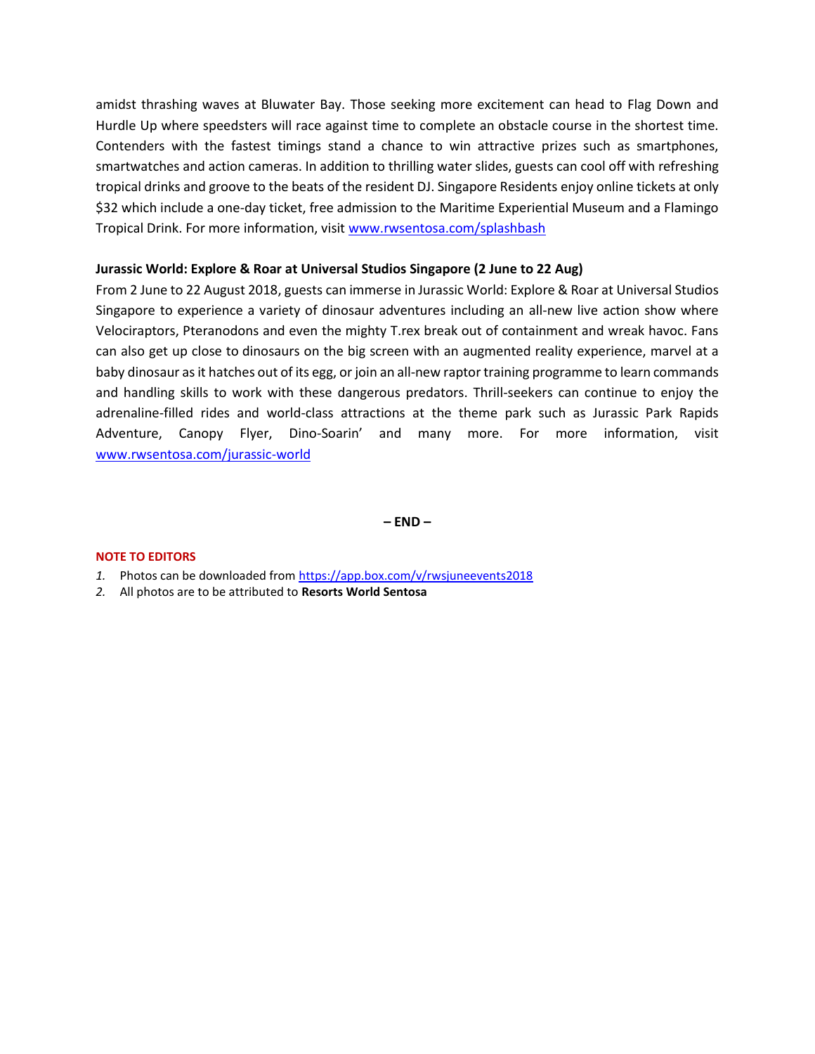amidst thrashing waves at Bluwater Bay. Those seeking more excitement can head to Flag Down and Hurdle Up where speedsters will race against time to complete an obstacle course in the shortest time. Contenders with the fastest timings stand a chance to win attractive prizes such as smartphones, smartwatches and action cameras. In addition to thrilling water slides, guests can cool off with refreshing tropical drinks and groove to the beats of the resident DJ. Singapore Residents enjoy online tickets at only $32 which include a one-day ticket, free admission to the Maritime Experiential Museum and a Flamingo Tropical Drink. For more information, visit [www.rwsentosa.com/splashbash](www.rwsentosa.com/splashbash)

**Jurassic World: Explore & Roar at Universal Studios Singapore (2 June to 22 Aug)**

From 2 June to 22 August 2018, guests can immerse in Jurassic World: Explore & Roar at Universal Studios Singapore to experience a variety of dinosaur adventures including an all-new live action show where Velociraptors, Pteranodons and even the mighty T.rex break out of containment and wreak havoc. Fans can also get up close to dinosaurs on the big screen with an augmented reality experience, marvel at a baby dinosaur as it hatches out of its egg, or join an all-new raptor training programme to learn commands and handling skills to work with these dangerous predators. Thrill-seekers can continue to enjoy the adrenaline-filled rides and world-class attractions at the theme park such as Jurassic Park Rapids Adventure, Canopy Flyer, Dino-Soarin' and many more. For more information, visit [www.rwsentosa.com/jurassic-world](www.rwsentosa.com/jurassic-world)

**– END –**

**NOTE TO EDITORS**

1. Photos can be downloaded from [https://app.box.com/v/rwsjuneevents2018](https://app.box.com/v/rwsjuneevents2018)
2. All photos are to be attributed to **Resorts World Sentosa**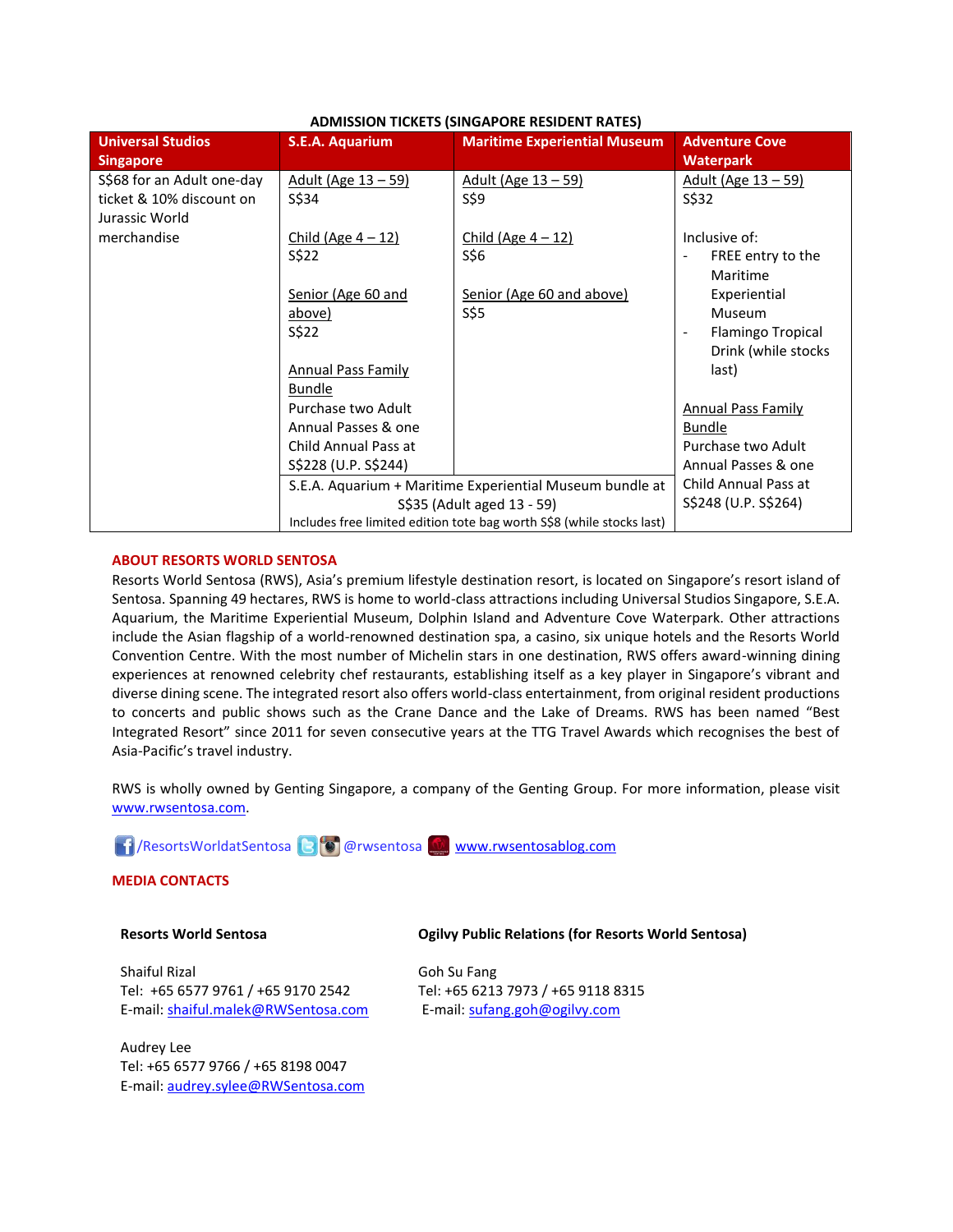**ADMISSION TICKETS (SINGAPORE RESIDENT RATES)**

| Universal Studios Singapore | S.E.A. Aquarium | Maritime Experiential Museum | Adventure Cove Waterpark |
|---|---|---|---|
| S$68 for an Adult one-day ticket & 10% discount on Jurassic World merchandise | Adult (Age 13 – 59)<br>S$34<br><br>Child (Age 4 – 12)<br>S$22<br><br>Senior (Age 60 and above)<br>S$22<br><br>Annual Pass Family Bundle<br>Purchase two Adult Annual Passes & one Child Annual Pass at S$228 (U.P. S$244) | Adult (Age 13 – 59)<br>S$9<br><br>Child (Age 4 – 12)<br>S$6<br><br>Senior (Age 60 and above)<br>S$5 | Adult (Age 13 – 59)<br>S$32<br><br>Inclusive of:<br>- FREE entry to the Maritime Experiential Museum<br>- Flamingo Tropical Drink (while stocks last)<br><br>Annual Pass Family Bundle<br>Purchase two Adult Annual Passes & one Child Annual Pass at S$248 (U.P. S$264) |
| | S.E.A. Aquarium + Maritime Experiential Museum bundle at S$35 (Adult aged 13 - 59)<br>Includes free limited edition tote bag worth S$8 (while stocks last) | | |

## ABOUT RESORTS WORLD SENTOSA

Resorts World Sentosa (RWS), Asia's premium lifestyle destination resort, is located on Singapore's resort island of Sentosa. Spanning 49 hectares, RWS is home to world-class attractions including Universal Studios Singapore, S.E.A. Aquarium, the Maritime Experiential Museum, Dolphin Island and Adventure Cove Waterpark. Other attractions include the Asian flagship of a world-renowned destination spa, a casino, six unique hotels and the Resorts World Convention Centre. With the most number of Michelin stars in one destination, RWS offers award-winning dining experiences at renowned celebrity chef restaurants, establishing itself as a key player in Singapore's vibrant and diverse dining scene. The integrated resort also offers world-class entertainment, from original resident productions to concerts and public shows such as the Crane Dance and the Lake of Dreams. RWS has been named "Best Integrated Resort" since 2011 for seven consecutive years at the TTG Travel Awards which recognises the best of Asia-Pacific's travel industry.

RWS is wholly owned by Genting Singapore, a company of the Genting Group. For more information, please visit www.rwsentosa.com.

/ResortsWorldatSentosa @rwsentosa www.rwsentosablog.com

## MEDIA CONTACTS

**Resorts World Sentosa**

Shaiful Rizal
Tel: +65 6577 9761 / +65 9170 2542
E-mail: shaiful.malek@RWSentosa.com

Audrey Lee
Tel: +65 6577 9766 / +65 8198 0047
E-mail: audrey.sylee@RWSentosa.com

**Ogilvy Public Relations (for Resorts World Sentosa)**

Goh Su Fang
Tel: +65 6213 7973 / +65 9118 8315
E-mail: sufang.goh@ogilvy.com